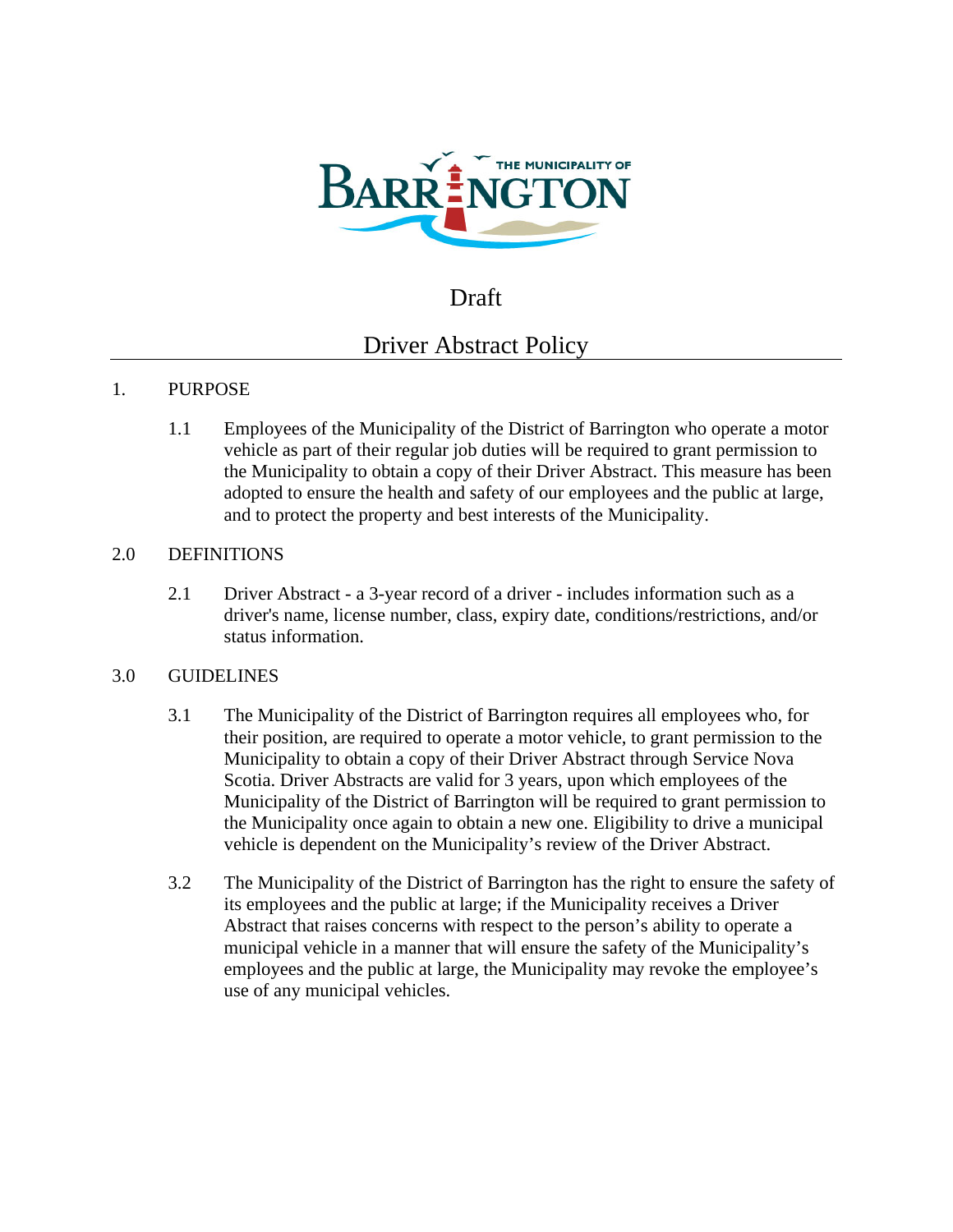Draft

# Driver Abstract Policy

## 1. PURPOSE

1.1 Employees of the Municipality of the District of Barrington who operate a motor vehicle as part of their regular job duties will be required to grant permission to the Municipality to obtain a copy of their Driver Abstract. This measure has been adopted to ensure the health and safety of our employees and the public at large, and to protect the property and best interests of the Municipality.

## 2.0 DEFINITIONS

2.1 Driver Abstract - a 3-year record of a driver - includes information such as a driver's name, license number, class, expiry date, conditions/restrictions, and/or status information.

## 3.0 GUIDELINES

3.1 The Municipality of the District of Barrington requires all employees who, for their position, are required to operate a motor vehicle, to grant permission to the Municipality to obtain a copy of their Driver Abstract through Service Nova Scotia. Driver Abstracts are valid for 3 years, upon which employees of the Municipality of the District of Barrington will be required to grant permission to the Municipality once again to obtain a new one. Eligibility to drive a municipal vehicle is dependent on the Municipality's review of the Driver Abstract.

3.2 The Municipality of the District of Barrington has the right to ensure the safety of its employees and the public at large; if the Municipality receives a Driver Abstract that raises concerns with respect to the person's ability to operate a municipal vehicle in a manner that will ensure the safety of the Municipality's employees and the public at large, the Municipality may revoke the employee's use of any municipal vehicles.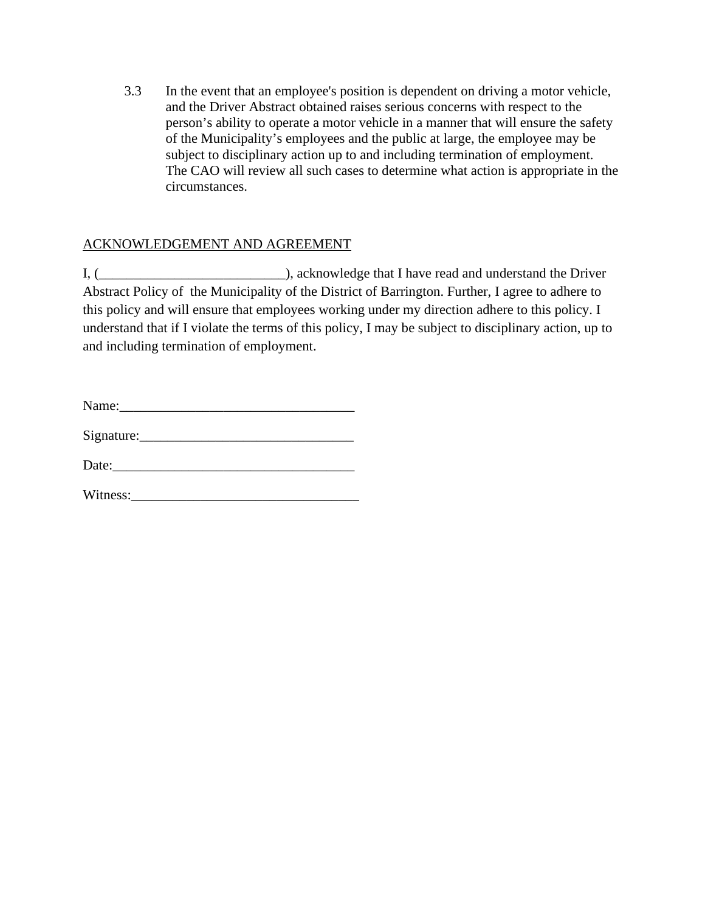3.3 In the event that an employee's position is dependent on driving a motor vehicle, and the Driver Abstract obtained raises serious concerns with respect to the person's ability to operate a motor vehicle in a manner that will ensure the safety of the Municipality's employees and the public at large, the employee may be subject to disciplinary action up to and including termination of employment. The CAO will review all such cases to determine what action is appropriate in the circumstances.

## ACKNOWLEDGEMENT AND AGREEMENT

I, (___________________________), acknowledge that I have read and understand the Driver Abstract Policy of the Municipality of the District of Barrington. Further, I agree to adhere to this policy and will ensure that employees working under my direction adhere to this policy. I understand that if I violate the terms of this policy, I may be subject to disciplinary action, up to and including termination of employment.

Name:__________________________________

Signature:_______________________________

Date:___________________________________

Witness:_________________________________